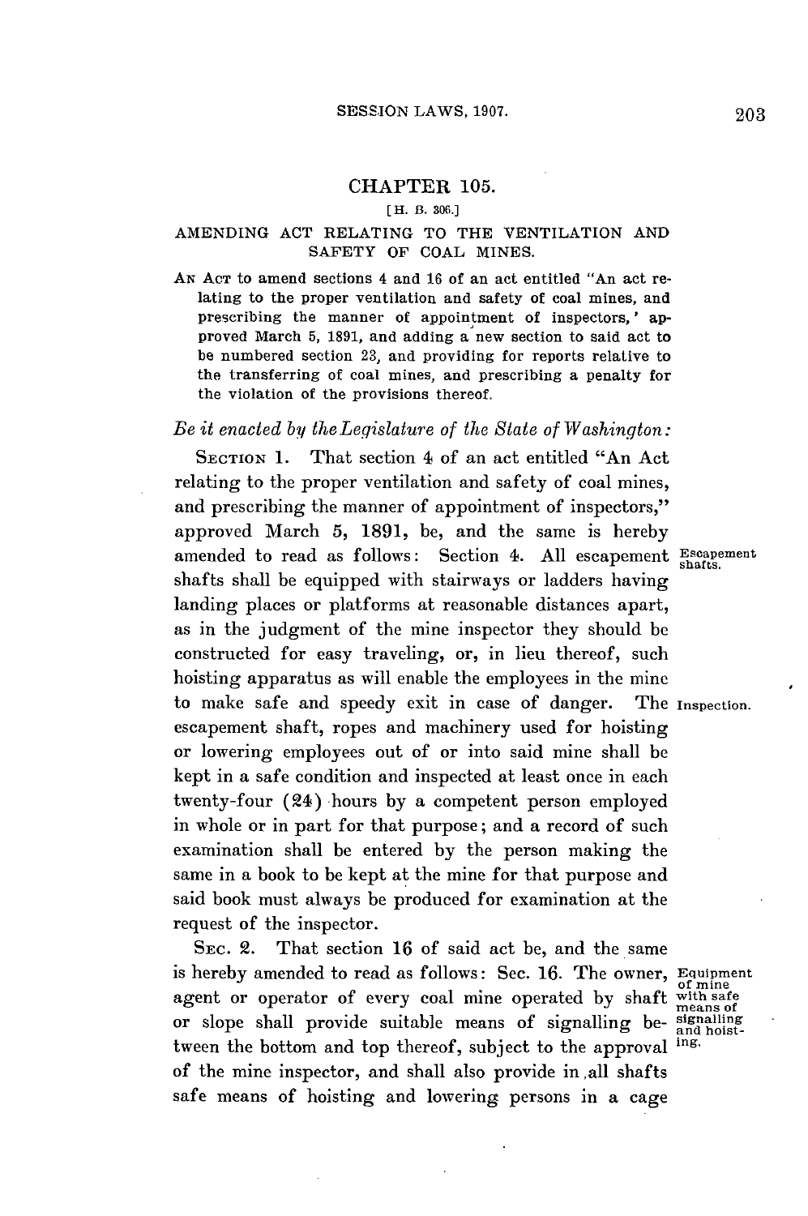# CHAPTER 105.

[H. B. 306.]

## AMENDING ACT RELATING TO THE VENTILATION AND SAFETY OF COAL MINES.

AN ACT to amend sections 4 and 16 of an act entitled "An act relating to the proper ventilation and safety of coal mines, and prescribing the manner of appointment of inspectors,' approved March 5, 1891, and adding a new section to said act to be numbered section 23, and providing for reports relative to the transferring of coal mines, and prescribing a penalty for the violation of the provisions thereof.

*Be it enacted by the Legislature of the State of Washington:*

SECTION 1. That section 4 of an act entitled "An Act relating to the proper ventilation and safety of coal mines, and prescribing the manner of appointment of inspectors," approved March 5, 1891, be, and the same is hereby amended to read as follows: Section 4. All escapement shafts shall be equipped with stairways or ladders having landing places or platforms at reasonable distances apart, as in the judgment of the mine inspector they should be constructed for easy traveling, or, in lieu thereof, such hoisting apparatus as will enable the employees in the mine to make safe and speedy exit in case of danger. The escapement shaft, ropes and machinery used for hoisting or lowering employees out of or into said mine shall be kept in a safe condition and inspected at least once in each twenty-four (24) hours by a competent person employed in whole or in part for that purpose; and a record of such examination shall be entered by the person making the same in a book to be kept at the mine for that purpose and said book must always be produced for examination at the request of the inspector.

*Escapement shafts.*

*Inspection.*

SEC. 2. That section 16 of said act be, and the same is hereby amended to read as follows: Sec. 16. The owner, agent or operator of every coal mine operated by shaft or slope shall provide suitable means of signalling between the bottom and top thereof, subject to the approval of the mine inspector, and shall also provide in all shafts safe means of hoisting and lowering persons in a cage

*Equipment of mine with safe means of signalling and hoisting.*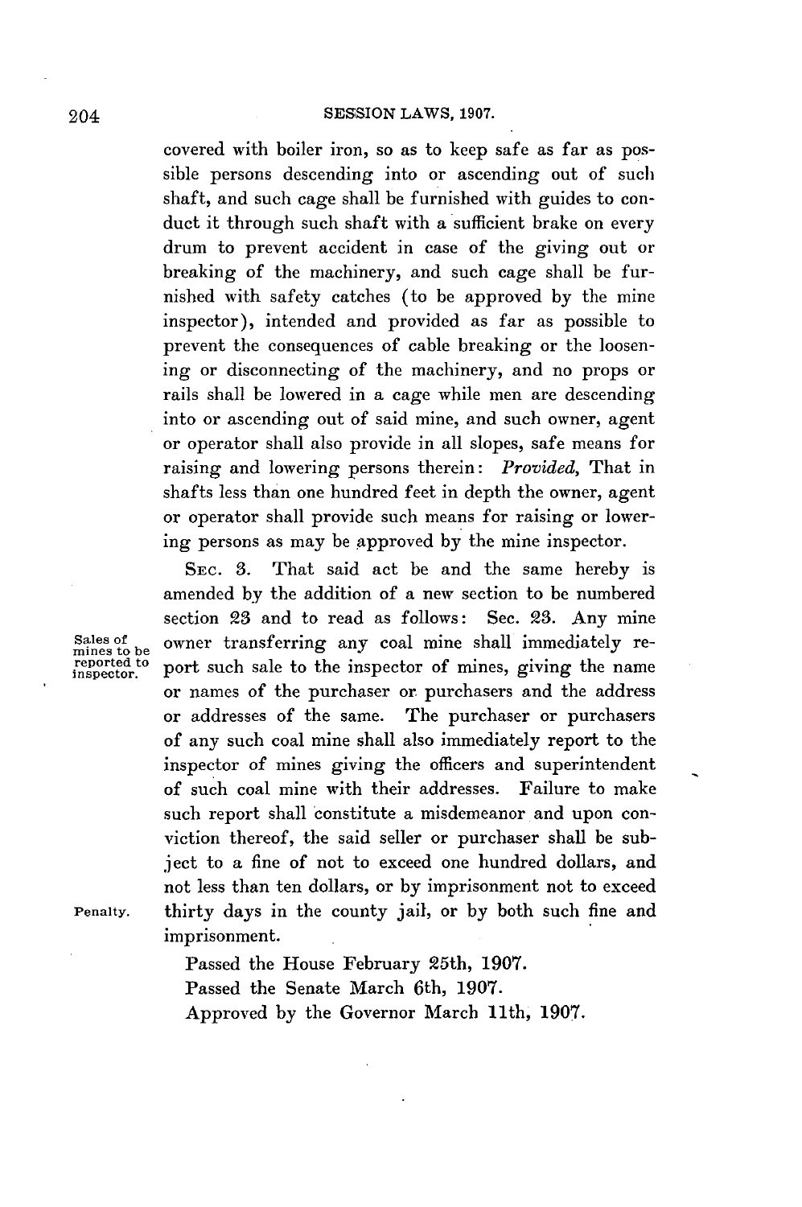covered with boiler iron, so as to keep safe as far as possible persons descending into or ascending out of such shaft, and such cage shall be furnished with guides to conduct it through such shaft with a sufficient brake on every drum to prevent accident in case of the giving out or breaking of the machinery, and such cage shall be furnished with safety catches (to be approved by the mine inspector), intended and provided as far as possible to prevent the consequences of cable breaking or the loosening or disconnecting of the machinery, and no props or rails shall be lowered in a cage while men are descending into or ascending out of said mine, and such owner, agent or operator shall also provide in all slopes, safe means for raising and lowering persons therein: *Provided*, That in shafts less than one hundred feet in depth the owner, agent or operator shall provide such means for raising or lowering persons as may be approved by the mine inspector.

SEC. 3. That said act be and the same hereby is amended by the addition of a new section to be numbered section 23 and to read as follows: Sec. 23. Any mine owner transferring any coal mine shall immediately report such sale to the inspector of mines, giving the name or names of the purchaser or purchasers and the address or addresses of the same. The purchaser or purchasers of any such coal mine shall also immediately report to the inspector of mines giving the officers and superintendent of such coal mine with their addresses. Failure to make such report shall constitute a misdemeanor and upon conviction thereof, the said seller or purchaser shall be subject to a fine of not to exceed one hundred dollars, and not less than ten dollars, or by imprisonment not to exceed thirty days in the county jail, or by both such fine and imprisonment.

Sales of mines to be reported to inspector.

Penalty.

Passed the House February 25th, 1907.

Passed the Senate March 6th, 1907.

Approved by the Governor March 11th, 1907.